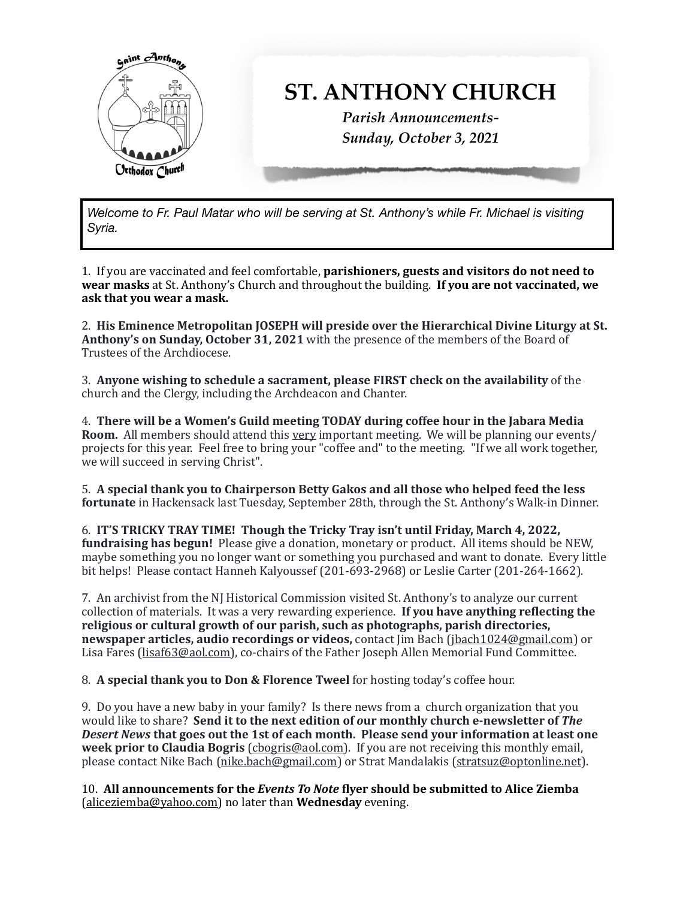# ST. ANTHONY CHURCH

*Parish Announcements-*
*Sunday, October 3, 2021*

*Welcome to Fr. Paul Matar who will be serving at St. Anthony's while Fr. Michael is visiting Syria.*

1. If you are vaccinated and feel comfortable, **parishioners, guests and visitors do not need to wear masks** at St. Anthony's Church and throughout the building. **If you are not vaccinated, we ask that you wear a mask.**

2. **His Eminence Metropolitan JOSEPH will preside over the Hierarchical Divine Liturgy at St. Anthony's on Sunday, October 31, 2021** with the presence of the members of the Board of Trustees of the Archdiocese.

3. **Anyone wishing to schedule a sacrament, please FIRST check on the availability** of the church and the Clergy, including the Archdeacon and Chanter.

4. **There will be a Women's Guild meeting TODAY during coffee hour in the Jabara Media Room.** All members should attend this <u>very</u> important meeting. We will be planning our events/ projects for this year. Feel free to bring your "coffee and" to the meeting. "If we all work together, we will succeed in serving Christ".

5. **A special thank you to Chairperson Betty Gakos and all those who helped feed the less fortunate** in Hackensack last Tuesday, September 28th, through the St. Anthony's Walk-in Dinner.

6. **IT'S TRICKY TRAY TIME! Though the Tricky Tray isn't until Friday, March 4, 2022, fundraising has begun!** Please give a donation, monetary or product. All items should be NEW, maybe something you no longer want or something you purchased and want to donate. Every little bit helps! Please contact Hanneh Kalyoussef (201-693-2968) or Leslie Carter (201-264-1662).

7. An archivist from the NJ Historical Commission visited St. Anthony's to analyze our current collection of materials. It was a very rewarding experience. **If you have anything reflecting the religious or cultural growth of our parish, such as photographs, parish directories, newspaper articles, audio recordings or videos,** contact Jim Bach (jbach1024@gmail.com) or Lisa Fares (lisaf63@aol.com), co-chairs of the Father Joseph Allen Memorial Fund Committee.

8. **A special thank you to Don & Florence Tweel** for hosting today's coffee hour.

9. Do you have a new baby in your family? Is there news from a church organization that you would like to share? **Send it to the next edition of our monthly church e-newsletter of *The Desert News* that goes out the 1st of each month. Please send your information at least one week prior to Claudia Bogris** (cbogris@aol.com). If you are not receiving this monthly email, please contact Nike Bach (nike.bach@gmail.com) or Strat Mandalakis (stratsuz@optonline.net).

10. **All announcements for the *Events To Note* flyer should be submitted to Alice Ziemba** (aliceziemba@yahoo.com) no later than **Wednesday** evening.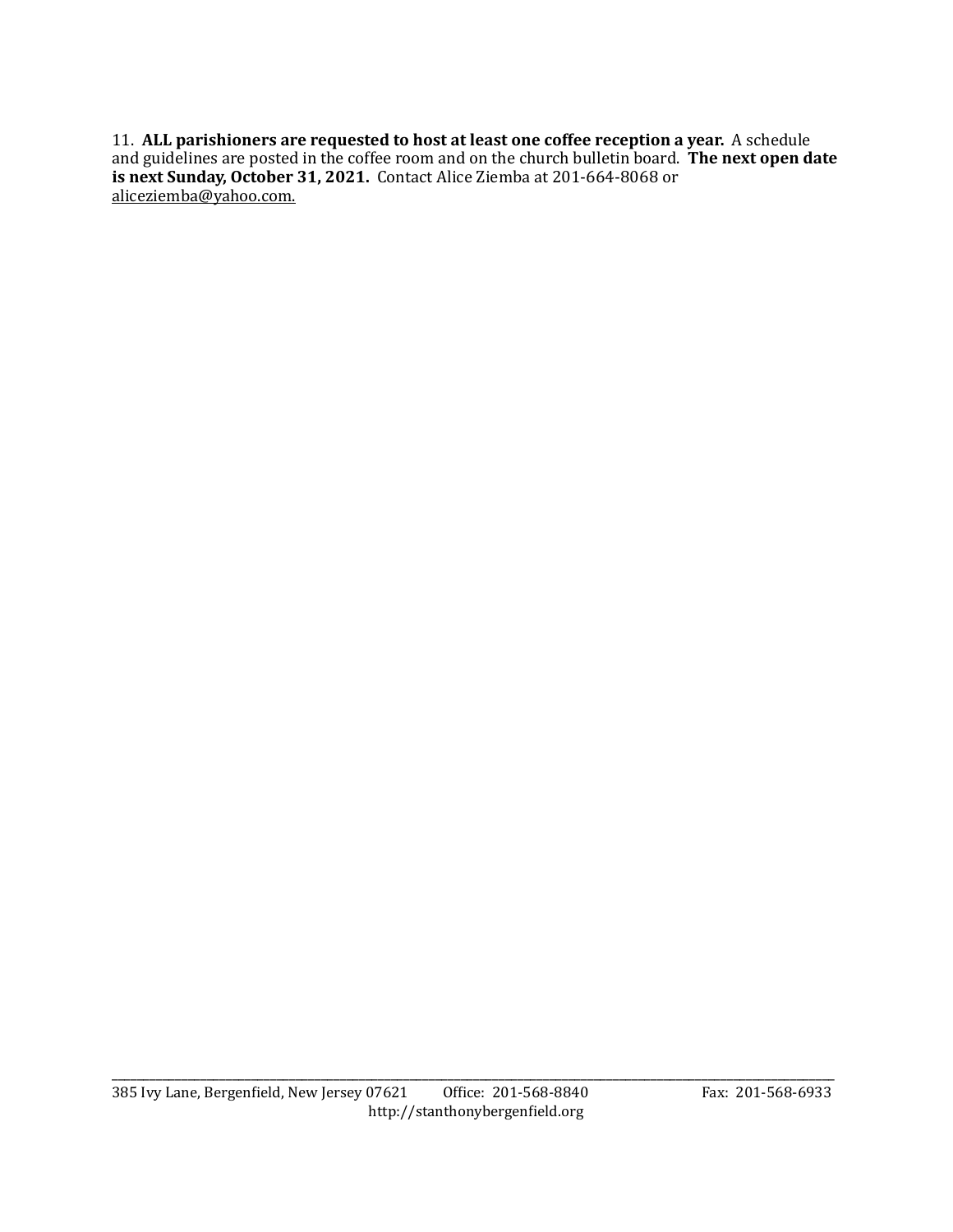11. **ALL parishioners are requested to host at least one coffee reception a year.** A schedule and guidelines are posted in the coffee room and on the church bulletin board. **The next open date is next Sunday, October 31, 2021.** Contact Alice Ziemba at 201-664-8068 or aliceziemba@yahoo.com.